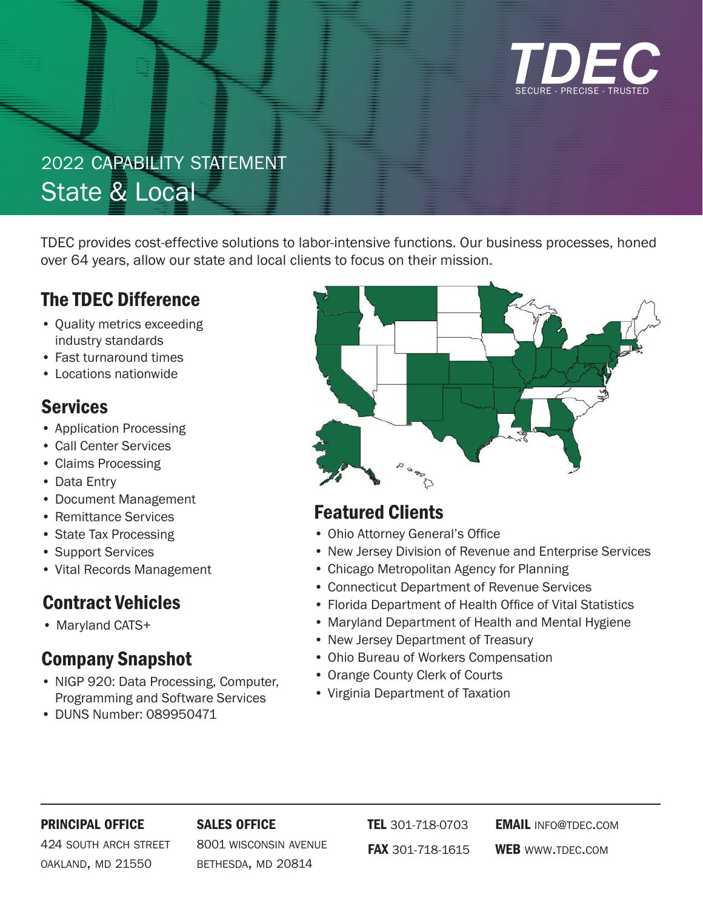TDEC

SECURE - PRECISE - TRUSTED

# 2022 CAPABILITY STATEMENT
# State & Local

TDEC provides cost-effective solutions to labor-intensive functions. Our business processes, honed over 64 years, allow our state and local clients to focus on their mission.

## The TDEC Difference

- Quality metrics exceeding industry standards
- Fast turnaround times
- Locations nationwide

## Services

- Application Processing
- Call Center Services
- Claims Processing
- Data Entry
- Document Management
- Remittance Services
- State Tax Processing
- Support Services
- Vital Records Management

## Contract Vehicles

- Maryland CATS+

## Company Snapshot

- NIGP 920: Data Processing, Computer, Programming and Software Services
- DUNS Number: 089950471

## Featured Clients

- Ohio Attorney General's Office
- New Jersey Division of Revenue and Enterprise Services
- Chicago Metropolitan Agency for Planning
- Connecticut Department of Revenue Services
- Florida Department of Health Office of Vital Statistics
- Maryland Department of Health and Mental Hygiene
- New Jersey Department of Treasury
- Ohio Bureau of Workers Compensation
- Orange County Clerk of Courts
- Virginia Department of Taxation

**PRINCIPAL OFFICE**
424 SOUTH ARCH STREET
OAKLAND, MD 21550

**SALES OFFICE**
8001 WISCONSIN AVENUE
BETHESDA, MD 20814

**TEL** 301-718-0703
**FAX** 301-718-1615

**EMAIL** INFO@TDEC.COM
**WEB** WWW.TDEC.COM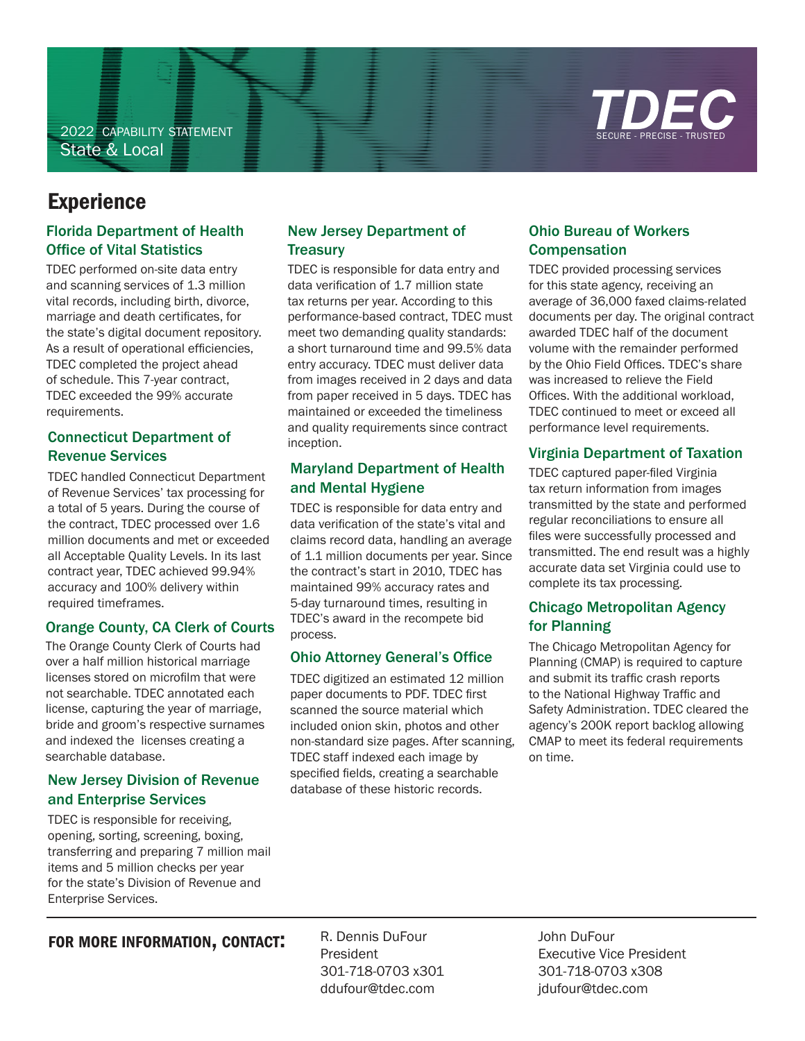2022 CAPABILITY STATEMENT
State & Local

**TDEC**
SECURE - PRECISE - TRUSTED

# Experience

### Florida Department of Health Office of Vital Statistics

TDEC performed on-site data entry and scanning services of 1.3 million vital records, including birth, divorce, marriage and death certificates, for the state's digital document repository. As a result of operational efficiencies, TDEC completed the project ahead of schedule. This 7-year contract, TDEC exceeded the 99% accurate requirements.

### Connecticut Department of Revenue Services

TDEC handled Connecticut Department of Revenue Services' tax processing for a total of 5 years. During the course of the contract, TDEC processed over 1.6 million documents and met or exceeded all Acceptable Quality Levels. In its last contract year, TDEC achieved 99.94% accuracy and 100% delivery within required timeframes.

### Orange County, CA Clerk of Courts

The Orange County Clerk of Courts had over a half million historical marriage licenses stored on microfilm that were not searchable. TDEC annotated each license, capturing the year of marriage, bride and groom's respective surnames and indexed the licenses creating a searchable database.

### New Jersey Division of Revenue and Enterprise Services

TDEC is responsible for receiving, opening, sorting, screening, boxing, transferring and preparing 7 million mail items and 5 million checks per year for the state's Division of Revenue and Enterprise Services.

### New Jersey Department of Treasury

TDEC is responsible for data entry and data verification of 1.7 million state tax returns per year. According to this performance-based contract, TDEC must meet two demanding quality standards: a short turnaround time and 99.5% data entry accuracy. TDEC must deliver data from images received in 2 days and data from paper received in 5 days. TDEC has maintained or exceeded the timeliness and quality requirements since contract inception.

### Maryland Department of Health and Mental Hygiene

TDEC is responsible for data entry and data verification of the state's vital and claims record data, handling an average of 1.1 million documents per year. Since the contract's start in 2010, TDEC has maintained 99% accuracy rates and 5-day turnaround times, resulting in TDEC's award in the recompete bid process.

### Ohio Attorney General's Office

TDEC digitized an estimated 12 million paper documents to PDF. TDEC first scanned the source material which included onion skin, photos and other non-standard size pages. After scanning, TDEC staff indexed each image by specified fields, creating a searchable database of these historic records.

### Ohio Bureau of Workers Compensation

TDEC provided processing services for this state agency, receiving an average of 36,000 faxed claims-related documents per day. The original contract awarded TDEC half of the document volume with the remainder performed by the Ohio Field Offices. TDEC's share was increased to relieve the Field Offices. With the additional workload, TDEC continued to meet or exceed all performance level requirements.

### Virginia Department of Taxation

TDEC captured paper-filed Virginia tax return information from images transmitted by the state and performed regular reconciliations to ensure all files were successfully processed and transmitted. The end result was a highly accurate data set Virginia could use to complete its tax processing.

### Chicago Metropolitan Agency for Planning

The Chicago Metropolitan Agency for Planning (CMAP) is required to capture and submit its traffic crash reports to the National Highway Traffic and Safety Administration. TDEC cleared the agency's 200K report backlog allowing CMAP to meet its federal requirements on time.

---

**FOR MORE INFORMATION, CONTACT:**

R. Dennis DuFour
President
301-718-0703 x301
ddufour@tdec.com

John DuFour
Executive Vice President
301-718-0703 x308
jdufour@tdec.com